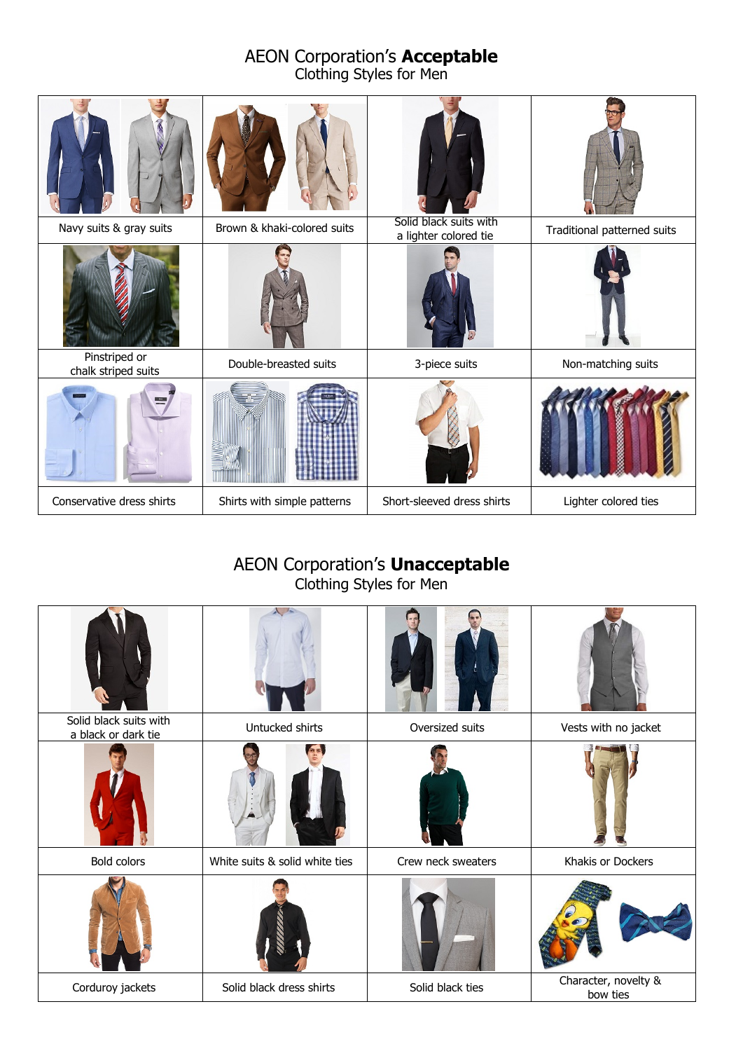# AEON Corporation's **Acceptable** Clothing Styles for Men

| | | | |
|---|---|---|---|
| Navy suits & gray suits | Brown & khaki-colored suits | Solid black suits with a lighter colored tie | Traditional patterned suits |
| Pinstriped or chalk striped suits | Double-breasted suits | 3-piece suits | Non-matching suits |
| Conservative dress shirts | Shirts with simple patterns | Short-sleeved dress shirts | Lighter colored ties |

# AEON Corporation's **Unacceptable** Clothing Styles for Men

| | | | |
|---|---|---|---|
| Solid black suits with a black or dark tie | Untucked shirts | Oversized suits | Vests with no jacket |
| Bold colors | White suits & solid white ties | Crew neck sweaters | Khakis or Dockers |
| Corduroy jackets | Solid black dress shirts | Solid black ties | Character, novelty & bow ties |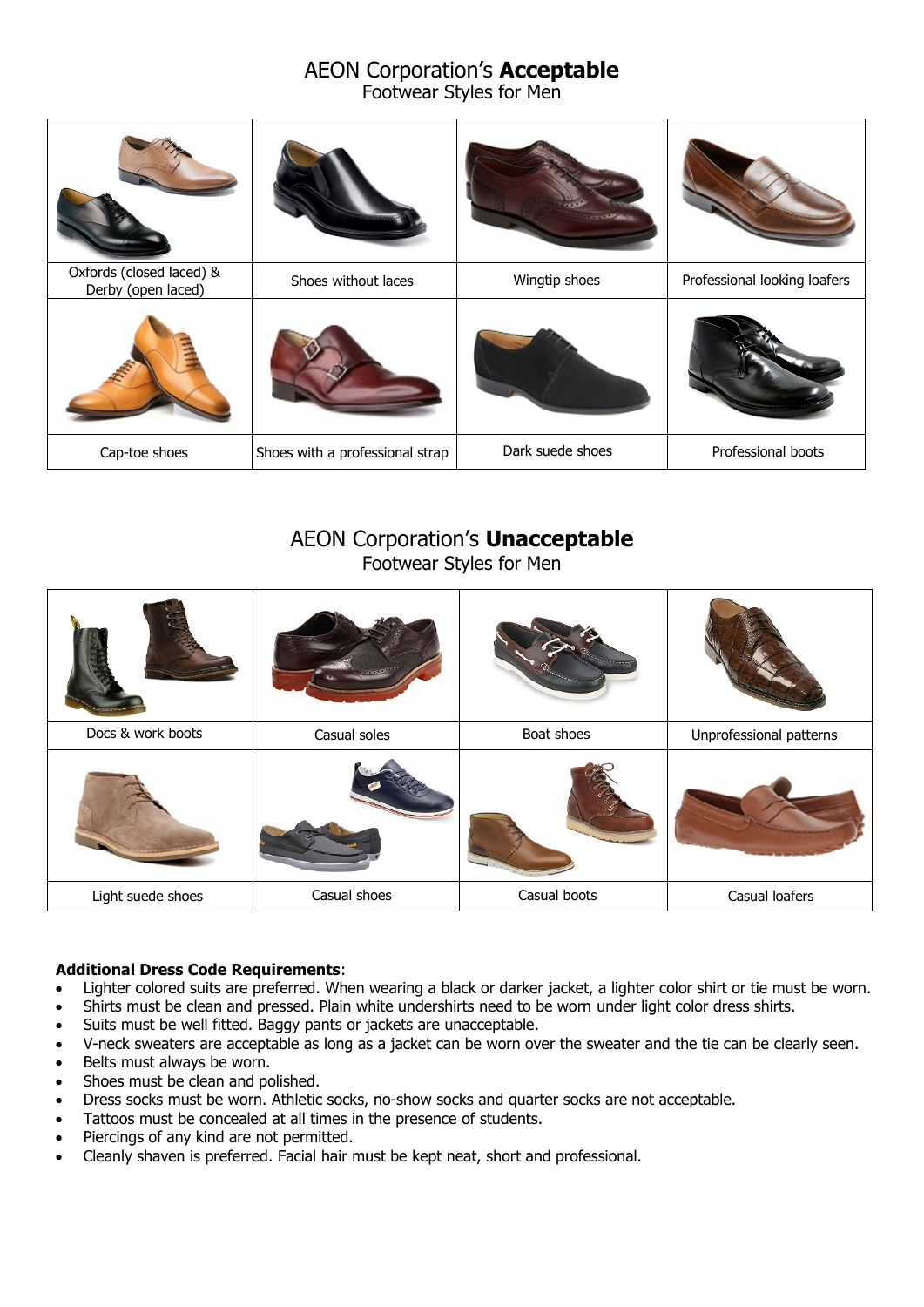# AEON Corporation's **Acceptable**
Footwear Styles for Men

| | | | |
|---|---|---|---|
| Oxfords (closed laced) & Derby (open laced) | Shoes without laces | Wingtip shoes | Professional looking loafers |
| Cap-toe shoes | Shoes with a professional strap | Dark suede shoes | Professional boots |

# AEON Corporation's **Unacceptable**
Footwear Styles for Men

| | | | |
|---|---|---|---|
| Docs & work boots | Casual soles | Boat shoes | Unprofessional patterns |
| Light suede shoes | Casual shoes | Casual boots | Casual loafers |

**Additional Dress Code Requirements**:

- Lighter colored suits are preferred. When wearing a black or darker jacket, a lighter color shirt or tie must be worn.
- Shirts must be clean and pressed. Plain white undershirts need to be worn under light color dress shirts.
- Suits must be well fitted. Baggy pants or jackets are unacceptable.
- V-neck sweaters are acceptable as long as a jacket can be worn over the sweater and the tie can be clearly seen.
- Belts must always be worn.
- Shoes must be clean and polished.
- Dress socks must be worn. Athletic socks, no-show socks and quarter socks are not acceptable.
- Tattoos must be concealed at all times in the presence of students.
- Piercings of any kind are not permitted.
- Cleanly shaven is preferred. Facial hair must be kept neat, short and professional.